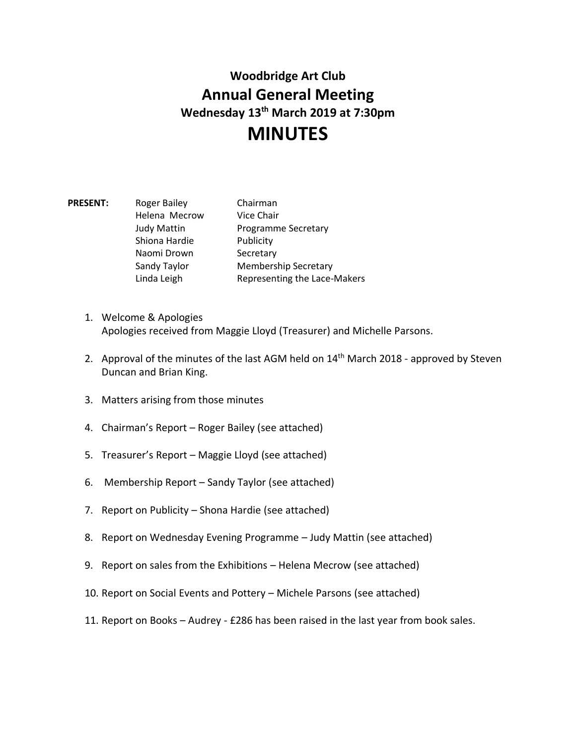# Woodbridge Art Club
## Annual General Meeting
### Wednesday 13th March 2019 at 7:30pm
# MINUTES

| | | |
|---|---|---|
| **PRESENT:** | Roger Bailey | Chairman |
| | Helena Mecrow | Vice Chair |
| | Judy Mattin | Programme Secretary |
| | Shiona Hardie | Publicity |
| | Naomi Drown | Secretary |
| | Sandy Taylor | Membership Secretary |
| | Linda Leigh | Representing the Lace-Makers |

1. Welcome & Apologies
   Apologies received from Maggie Lloyd (Treasurer) and Michelle Parsons.
2. Approval of the minutes of the last AGM held on 14th March 2018 - approved by Steven Duncan and Brian King.
3. Matters arising from those minutes
4. Chairman's Report – Roger Bailey (see attached)
5. Treasurer's Report – Maggie Lloyd (see attached)
6. Membership Report – Sandy Taylor (see attached)
7. Report on Publicity – Shona Hardie (see attached)
8. Report on Wednesday Evening Programme – Judy Mattin (see attached)
9. Report on sales from the Exhibitions – Helena Mecrow (see attached)
10. Report on Social Events and Pottery – Michele Parsons (see attached)
11. Report on Books – Audrey - £286 has been raised in the last year from book sales.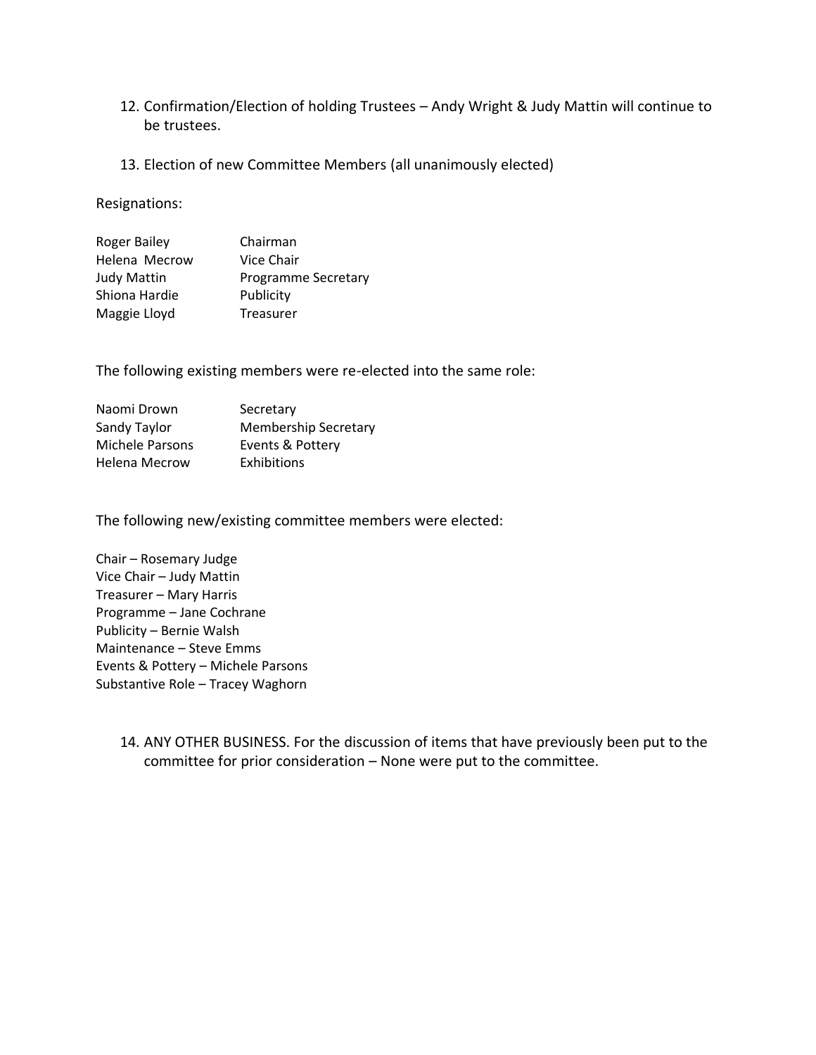12. Confirmation/Election of holding Trustees – Andy Wright & Judy Mattin will continue to be trustees.

13. Election of new Committee Members (all unanimously elected)

Resignations:

| | |
|---|---|
| Roger Bailey | Chairman |
| Helena Mecrow | Vice Chair |
| Judy Mattin | Programme Secretary |
| Shiona Hardie | Publicity |
| Maggie Lloyd | Treasurer |

The following existing members were re-elected into the same role:

| | |
|---|---|
| Naomi Drown | Secretary |
| Sandy Taylor | Membership Secretary |
| Michele Parsons | Events & Pottery |
| Helena Mecrow | Exhibitions |

The following new/existing committee members were elected:

Chair – Rosemary Judge
Vice Chair – Judy Mattin
Treasurer – Mary Harris
Programme – Jane Cochrane
Publicity – Bernie Walsh
Maintenance – Steve Emms
Events & Pottery – Michele Parsons
Substantive Role – Tracey Waghorn

14. ANY OTHER BUSINESS. For the discussion of items that have previously been put to the committee for prior consideration – None were put to the committee.